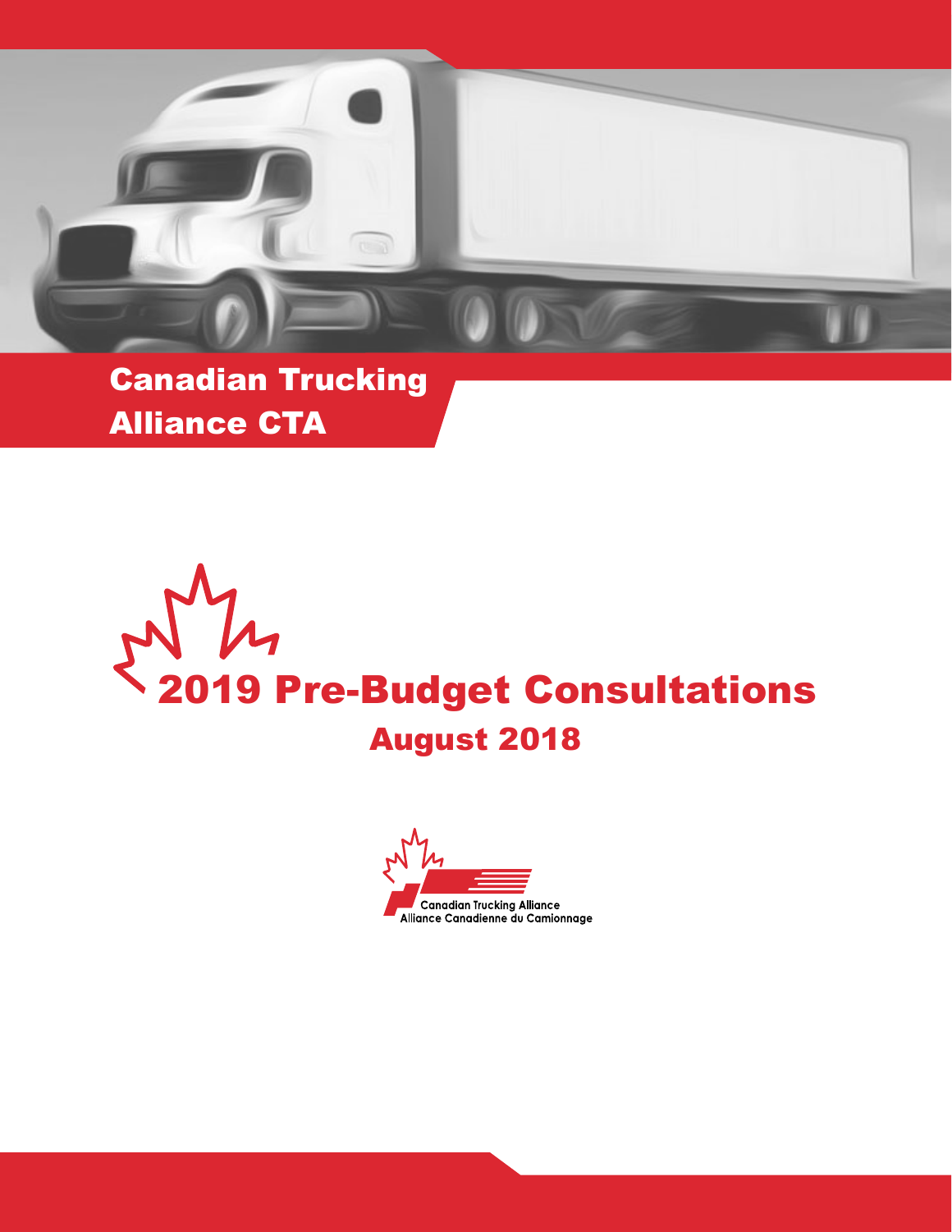Canadian Trucking Alliance CTA

# 2019 Pre-Budget Consultations

## August 2018

Canadian Trucking Alliance
Alliance Canadienne du Camionnage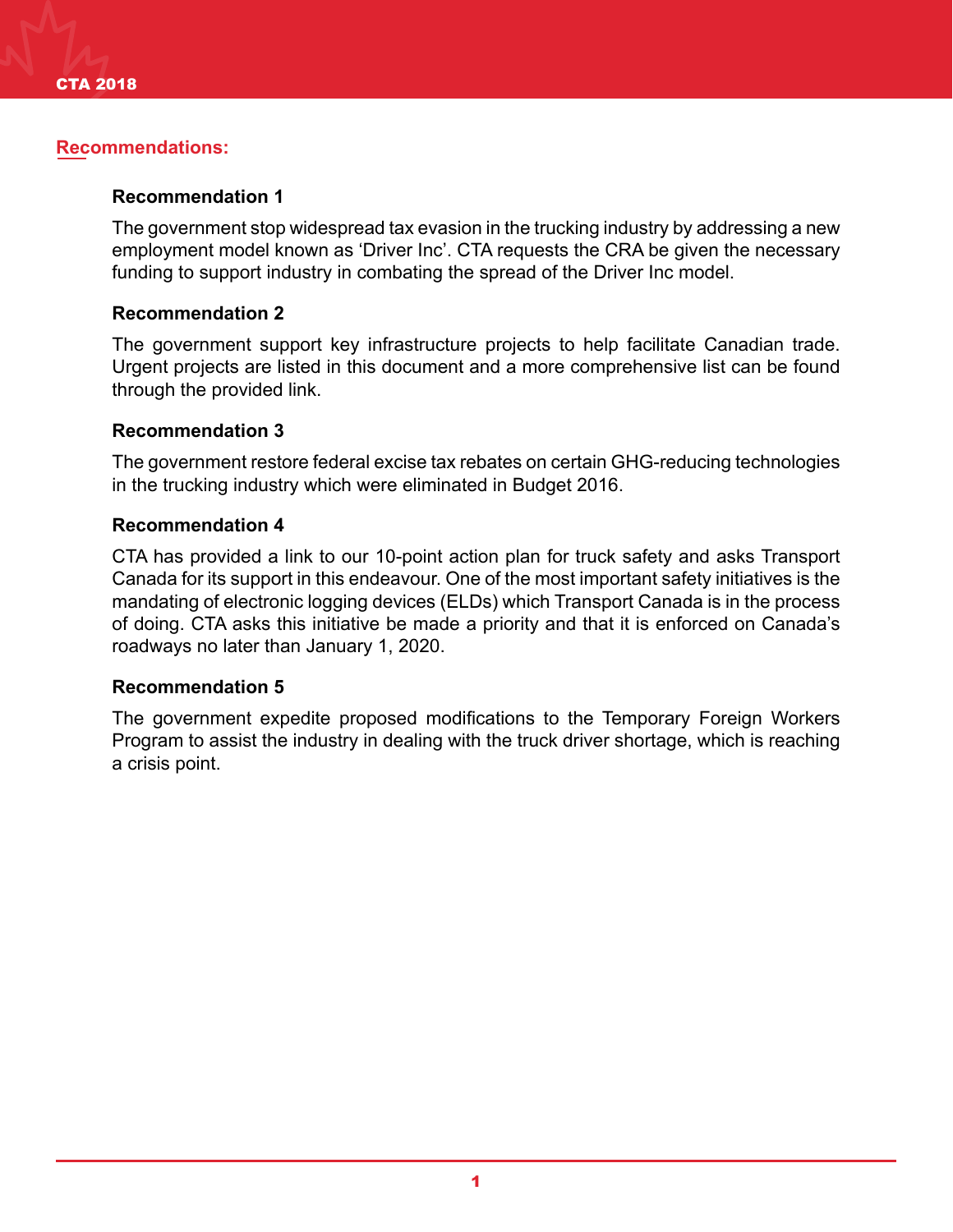## Recommendations:

### Recommendation 1

The government stop widespread tax evasion in the trucking industry by addressing a new employment model known as 'Driver Inc'. CTA requests the CRA be given the necessary funding to support industry in combating the spread of the Driver Inc model.

### Recommendation 2

The government support key infrastructure projects to help facilitate Canadian trade. Urgent projects are listed in this document and a more comprehensive list can be found through the provided link.

### Recommendation 3

The government restore federal excise tax rebates on certain GHG-reducing technologies in the trucking industry which were eliminated in Budget 2016.

### Recommendation 4

CTA has provided a link to our 10-point action plan for truck safety and asks Transport Canada for its support in this endeavour. One of the most important safety initiatives is the mandating of electronic logging devices (ELDs) which Transport Canada is in the process of doing. CTA asks this initiative be made a priority and that it is enforced on Canada's roadways no later than January 1, 2020.

### Recommendation 5

The government expedite proposed modifications to the Temporary Foreign Workers Program to assist the industry in dealing with the truck driver shortage, which is reaching a crisis point.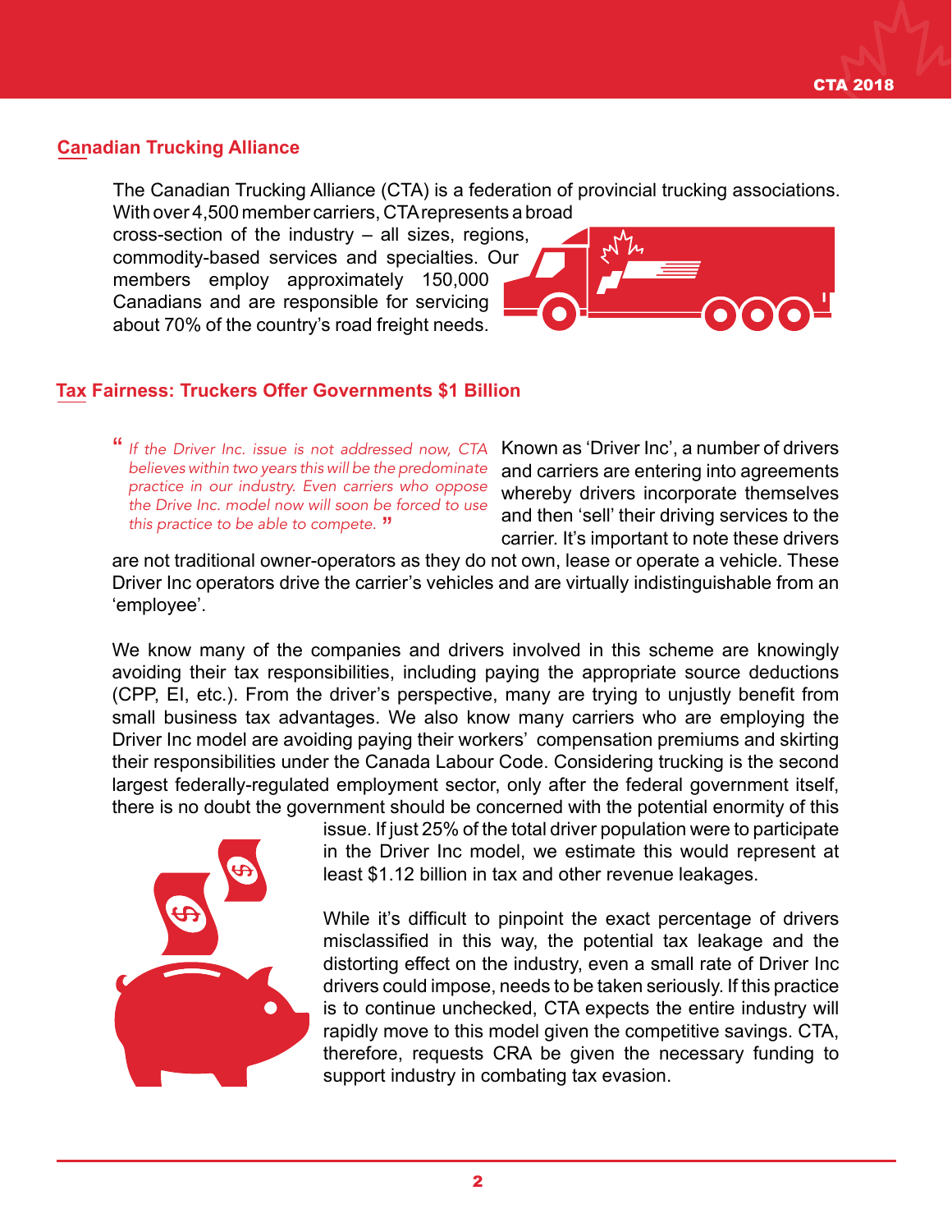## Canadian Trucking Alliance

The Canadian Trucking Alliance (CTA) is a federation of provincial trucking associations. With over 4,500 member carriers, CTA represents a broad cross-section of the industry – all sizes, regions, commodity-based services and specialties. Our members employ approximately 150,000 Canadians and are responsible for servicing about 70% of the country's road freight needs.

## Tax Fairness: Truckers Offer Governments $1 Billion

> *"If the Driver Inc. issue is not addressed now, CTA believes within two years this will be the predominate practice in our industry. Even carriers who oppose the Drive Inc. model now will soon be forced to use this practice to be able to compete."*

Known as 'Driver Inc', a number of drivers and carriers are entering into agreements whereby drivers incorporate themselves and then 'sell' their driving services to the carrier. It's important to note these drivers are not traditional owner-operators as they do not own, lease or operate a vehicle. These Driver Inc operators drive the carrier's vehicles and are virtually indistinguishable from an 'employee'.

We know many of the companies and drivers involved in this scheme are knowingly avoiding their tax responsibilities, including paying the appropriate source deductions (CPP, EI, etc.). From the driver's perspective, many are trying to unjustly benefit from small business tax advantages. We also know many carriers who are employing the Driver Inc model are avoiding paying their workers' compensation premiums and skirting their responsibilities under the Canada Labour Code. Considering trucking is the second largest federally-regulated employment sector, only after the federal government itself, there is no doubt the government should be concerned with the potential enormity of this issue. If just 25% of the total driver population were to participate in the Driver Inc model, we estimate this would represent at least $1.12 billion in tax and other revenue leakages.

While it's difficult to pinpoint the exact percentage of drivers misclassified in this way, the potential tax leakage and the distorting effect on the industry, even a small rate of Driver Inc drivers could impose, needs to be taken seriously. If this practice is to continue unchecked, CTA expects the entire industry will rapidly move to this model given the competitive savings. CTA, therefore, requests CRA be given the necessary funding to support industry in combating tax evasion.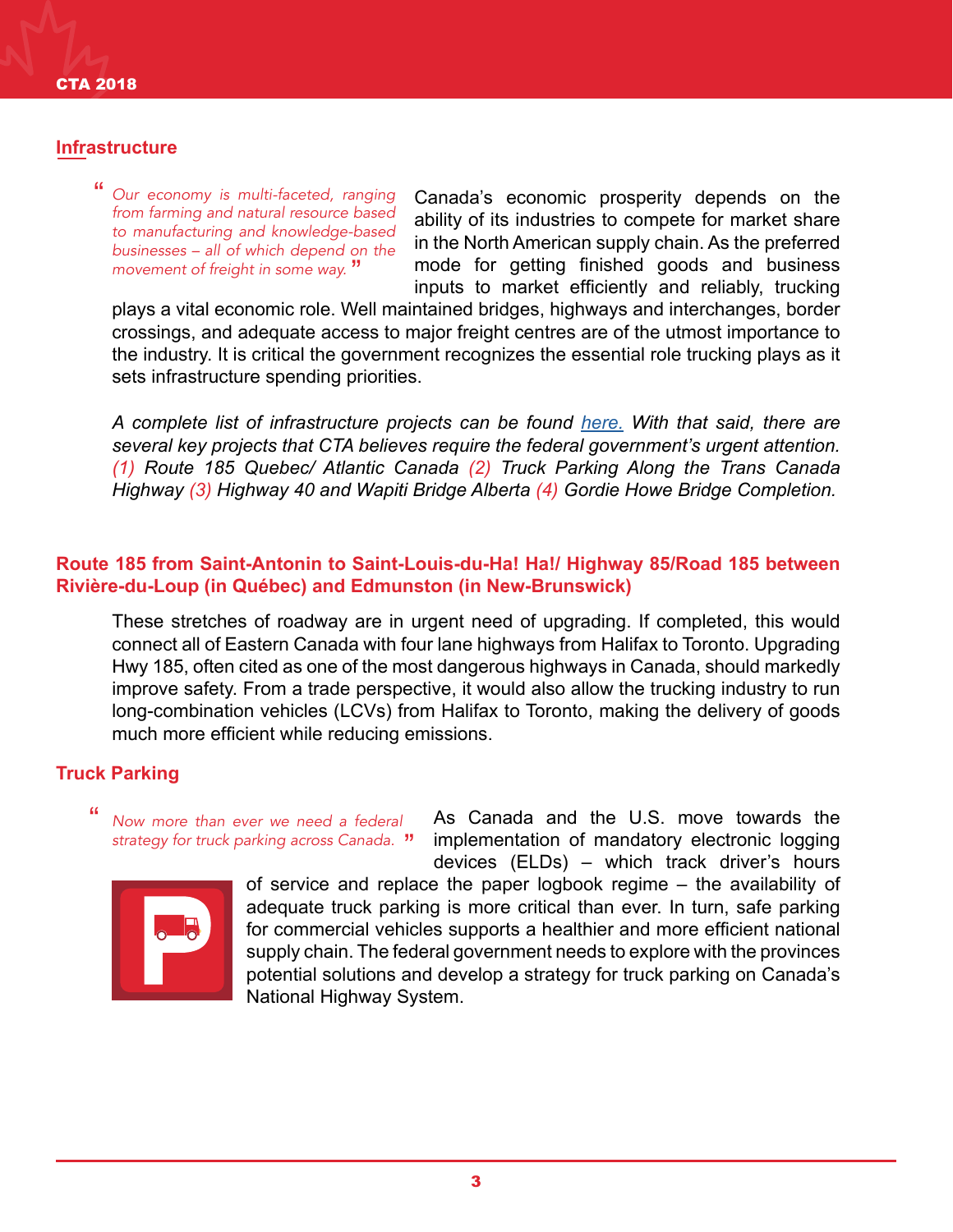## Infrastructure

> *"Our economy is multi-faceted, ranging from farming and natural resource based to manufacturing and knowledge-based businesses – all of which depend on the movement of freight in some way."*

Canada's economic prosperity depends on the ability of its industries to compete for market share in the North American supply chain. As the preferred mode for getting finished goods and business inputs to market efficiently and reliably, trucking plays a vital economic role. Well maintained bridges, highways and interchanges, border crossings, and adequate access to major freight centres are of the utmost importance to the industry. It is critical the government recognizes the essential role trucking plays as it sets infrastructure spending priorities.

*A complete list of infrastructure projects can be found here. With that said, there are several key projects that CTA believes require the federal government's urgent attention. (1) Route 185 Quebec/ Atlantic Canada (2) Truck Parking Along the Trans Canada Highway (3) Highway 40 and Wapiti Bridge Alberta (4) Gordie Howe Bridge Completion.*

### Route 185 from Saint-Antonin to Saint-Louis-du-Ha! Ha!/ Highway 85/Road 185 between Rivière-du-Loup (in Québec) and Edmunston (in New-Brunswick)

These stretches of roadway are in urgent need of upgrading. If completed, this would connect all of Eastern Canada with four lane highways from Halifax to Toronto. Upgrading Hwy 185, often cited as one of the most dangerous highways in Canada, should markedly improve safety. From a trade perspective, it would also allow the trucking industry to run long-combination vehicles (LCVs) from Halifax to Toronto, making the delivery of goods much more efficient while reducing emissions.

### Truck Parking

> *"Now more than ever we need a federal strategy for truck parking across Canada."*

As Canada and the U.S. move towards the implementation of mandatory electronic logging devices (ELDs) – which track driver's hours of service and replace the paper logbook regime – the availability of adequate truck parking is more critical than ever. In turn, safe parking for commercial vehicles supports a healthier and more efficient national supply chain. The federal government needs to explore with the provinces potential solutions and develop a strategy for truck parking on Canada's National Highway System.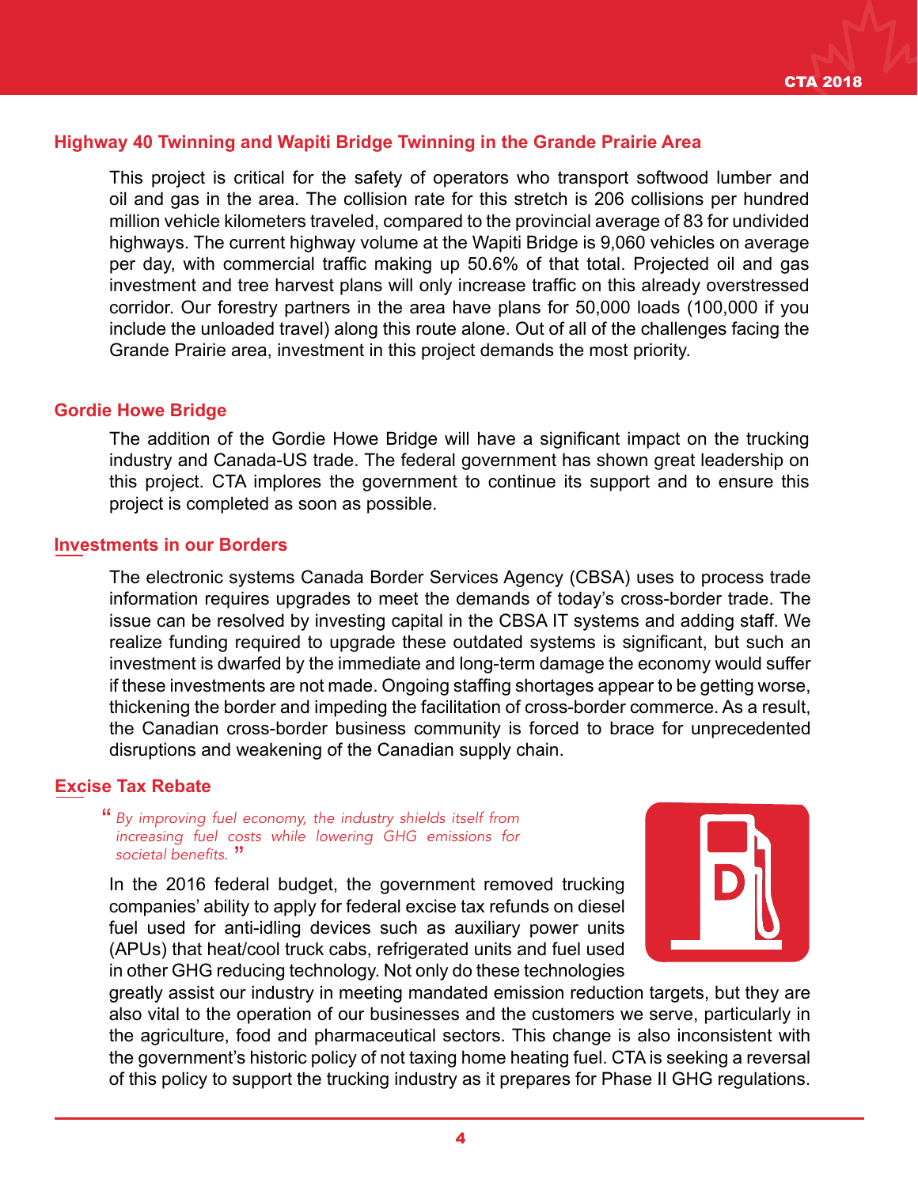## Highway 40 Twinning and Wapiti Bridge Twinning in the Grande Prairie Area

This project is critical for the safety of operators who transport softwood lumber and oil and gas in the area. The collision rate for this stretch is 206 collisions per hundred million vehicle kilometers traveled, compared to the provincial average of 83 for undivided highways. The current highway volume at the Wapiti Bridge is 9,060 vehicles on average per day, with commercial traffic making up 50.6% of that total. Projected oil and gas investment and tree harvest plans will only increase traffic on this already overstressed corridor. Our forestry partners in the area have plans for 50,000 loads (100,000 if you include the unloaded travel) along this route alone. Out of all of the challenges facing the Grande Prairie area, investment in this project demands the most priority.

## Gordie Howe Bridge

The addition of the Gordie Howe Bridge will have a significant impact on the trucking industry and Canada-US trade. The federal government has shown great leadership on this project. CTA implores the government to continue its support and to ensure this project is completed as soon as possible.

## Investments in our Borders

The electronic systems Canada Border Services Agency (CBSA) uses to process trade information requires upgrades to meet the demands of today's cross-border trade. The issue can be resolved by investing capital in the CBSA IT systems and adding staff. We realize funding required to upgrade these outdated systems is significant, but such an investment is dwarfed by the immediate and long-term damage the economy would suffer if these investments are not made. Ongoing staffing shortages appear to be getting worse, thickening the border and impeding the facilitation of cross-border commerce. As a result, the Canadian cross-border business community is forced to brace for unprecedented disruptions and weakening of the Canadian supply chain.

## Excise Tax Rebate

> *"By improving fuel economy, the industry shields itself from increasing fuel costs while lowering GHG emissions for societal benefits."*

In the 2016 federal budget, the government removed trucking companies' ability to apply for federal excise tax refunds on diesel fuel used for anti-idling devices such as auxiliary power units (APUs) that heat/cool truck cabs, refrigerated units and fuel used in other GHG reducing technology. Not only do these technologies greatly assist our industry in meeting mandated emission reduction targets, but they are also vital to the operation of our businesses and the customers we serve, particularly in the agriculture, food and pharmaceutical sectors. This change is also inconsistent with the government's historic policy of not taxing home heating fuel. CTA is seeking a reversal of this policy to support the trucking industry as it prepares for Phase II GHG regulations.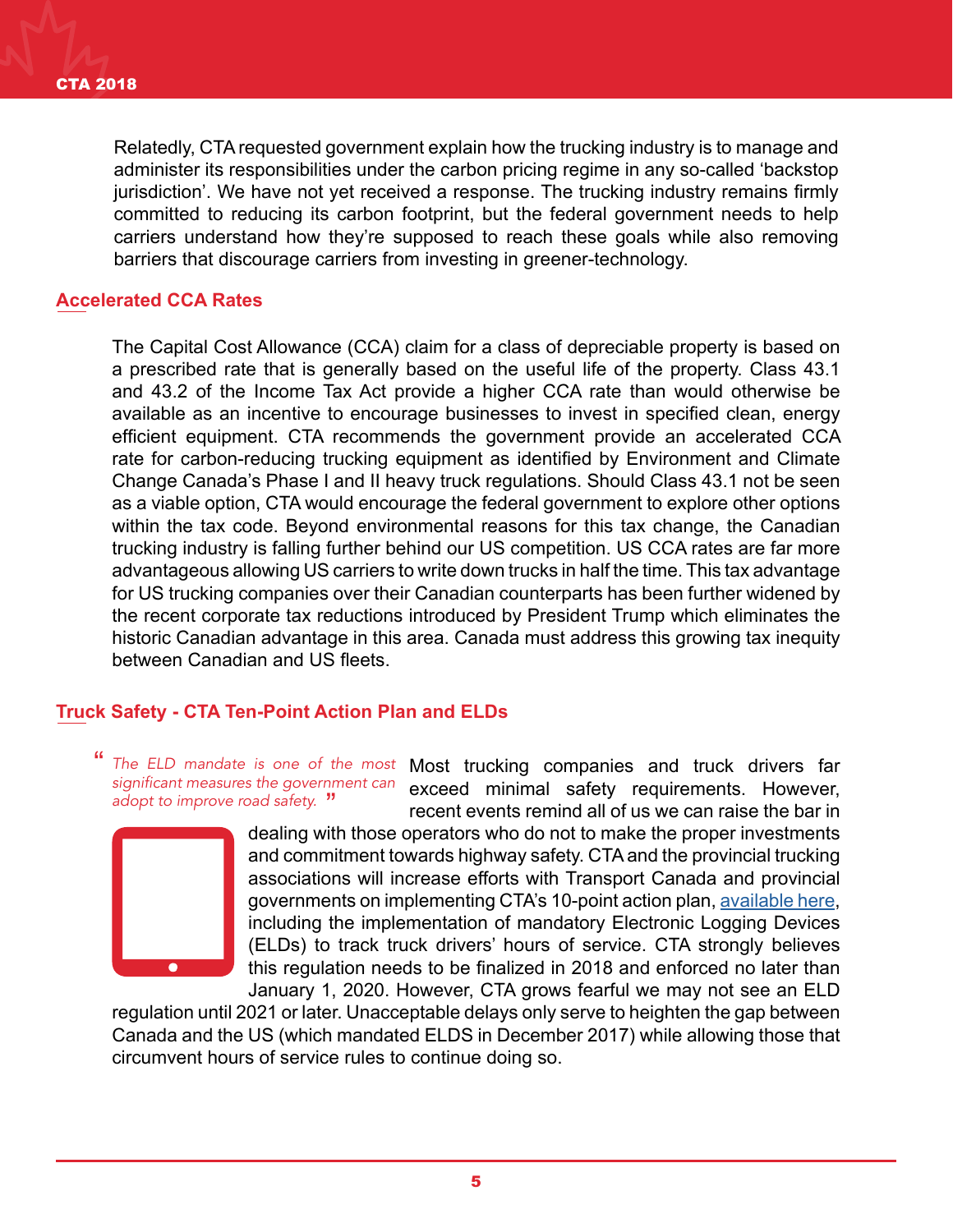Relatedly, CTA requested government explain how the trucking industry is to manage and administer its responsibilities under the carbon pricing regime in any so-called 'backstop jurisdiction'. We have not yet received a response. The trucking industry remains firmly committed to reducing its carbon footprint, but the federal government needs to help carriers understand how they're supposed to reach these goals while also removing barriers that discourage carriers from investing in greener-technology.

## Accelerated CCA Rates

The Capital Cost Allowance (CCA) claim for a class of depreciable property is based on a prescribed rate that is generally based on the useful life of the property. Class 43.1 and 43.2 of the Income Tax Act provide a higher CCA rate than would otherwise be available as an incentive to encourage businesses to invest in specified clean, energy efficient equipment. CTA recommends the government provide an accelerated CCA rate for carbon-reducing trucking equipment as identified by Environment and Climate Change Canada's Phase I and II heavy truck regulations. Should Class 43.1 not be seen as a viable option, CTA would encourage the federal government to explore other options within the tax code. Beyond environmental reasons for this tax change, the Canadian trucking industry is falling further behind our US competition. US CCA rates are far more advantageous allowing US carriers to write down trucks in half the time. This tax advantage for US trucking companies over their Canadian counterparts has been further widened by the recent corporate tax reductions introduced by President Trump which eliminates the historic Canadian advantage in this area. Canada must address this growing tax inequity between Canadian and US fleets.

## Truck Safety - CTA Ten-Point Action Plan and ELDs

> *"The ELD mandate is one of the most significant measures the government can adopt to improve road safety."*

Most trucking companies and truck drivers far exceed minimal safety requirements. However, recent events remind all of us we can raise the bar in dealing with those operators who do not to make the proper investments and commitment towards highway safety. CTA and the provincial trucking associations will increase efforts with Transport Canada and provincial governments on implementing CTA's 10-point action plan, available here, including the implementation of mandatory Electronic Logging Devices (ELDs) to track truck drivers' hours of service. CTA strongly believes this regulation needs to be finalized in 2018 and enforced no later than January 1, 2020. However, CTA grows fearful we may not see an ELD regulation until 2021 or later. Unacceptable delays only serve to heighten the gap between Canada and the US (which mandated ELDS in December 2017) while allowing those that circumvent hours of service rules to continue doing so.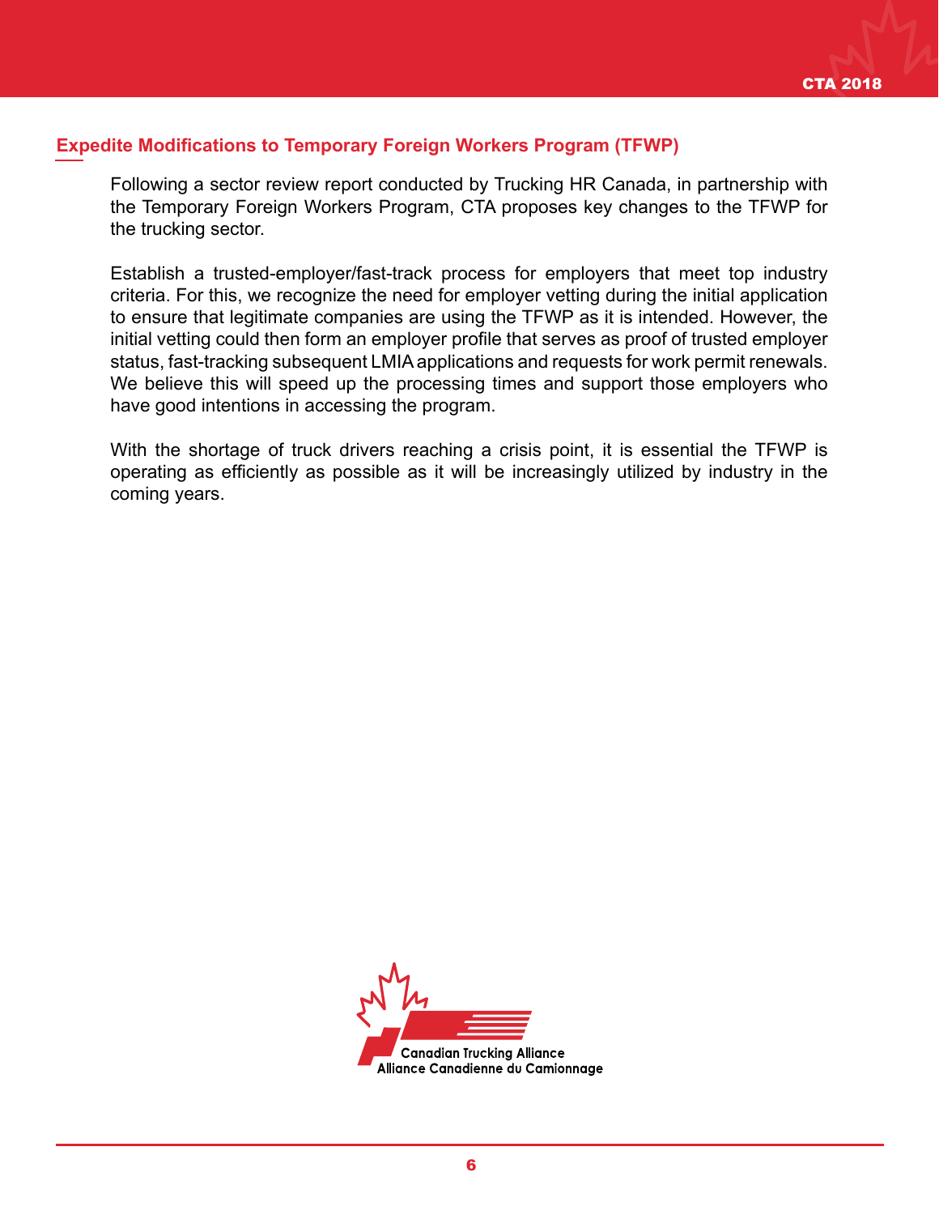## Expedite Modifications to Temporary Foreign Workers Program (TFWP)

Following a sector review report conducted by Trucking HR Canada, in partnership with the Temporary Foreign Workers Program, CTA proposes key changes to the TFWP for the trucking sector.

Establish a trusted-employer/fast-track process for employers that meet top industry criteria. For this, we recognize the need for employer vetting during the initial application to ensure that legitimate companies are using the TFWP as it is intended. However, the initial vetting could then form an employer profile that serves as proof of trusted employer status, fast-tracking subsequent LMIA applications and requests for work permit renewals. We believe this will speed up the processing times and support those employers who have good intentions in accessing the program.

With the shortage of truck drivers reaching a crisis point, it is essential the TFWP is operating as efficiently as possible as it will be increasingly utilized by industry in the coming years.

Canadian Trucking Alliance
Alliance Canadienne du Camionnage